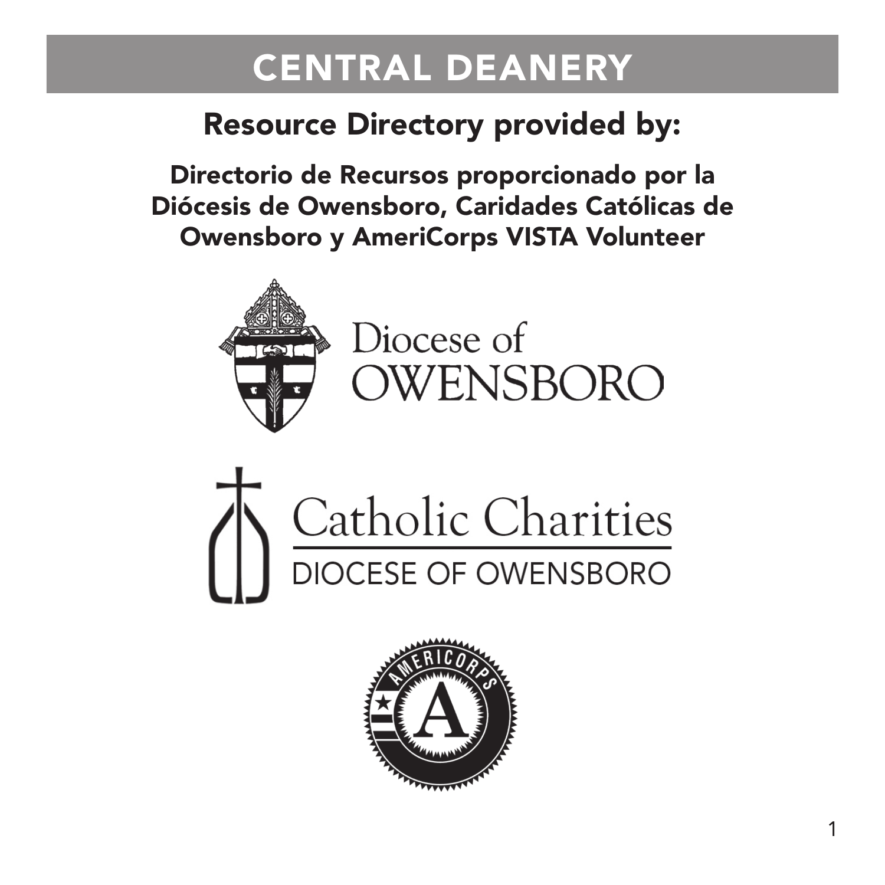# CENTRAL DEANERY

## Resource Directory provided by:

**Directorio de Recursos proporcionado por la Diócesis de Owensboro, Caridades Católicas de Owensboro y AmeriCorps VISTA Volunteer**

Diocese of OWENSBORO

Catholic Charities

DIOCESE OF OWENSBORO

AMERICORPS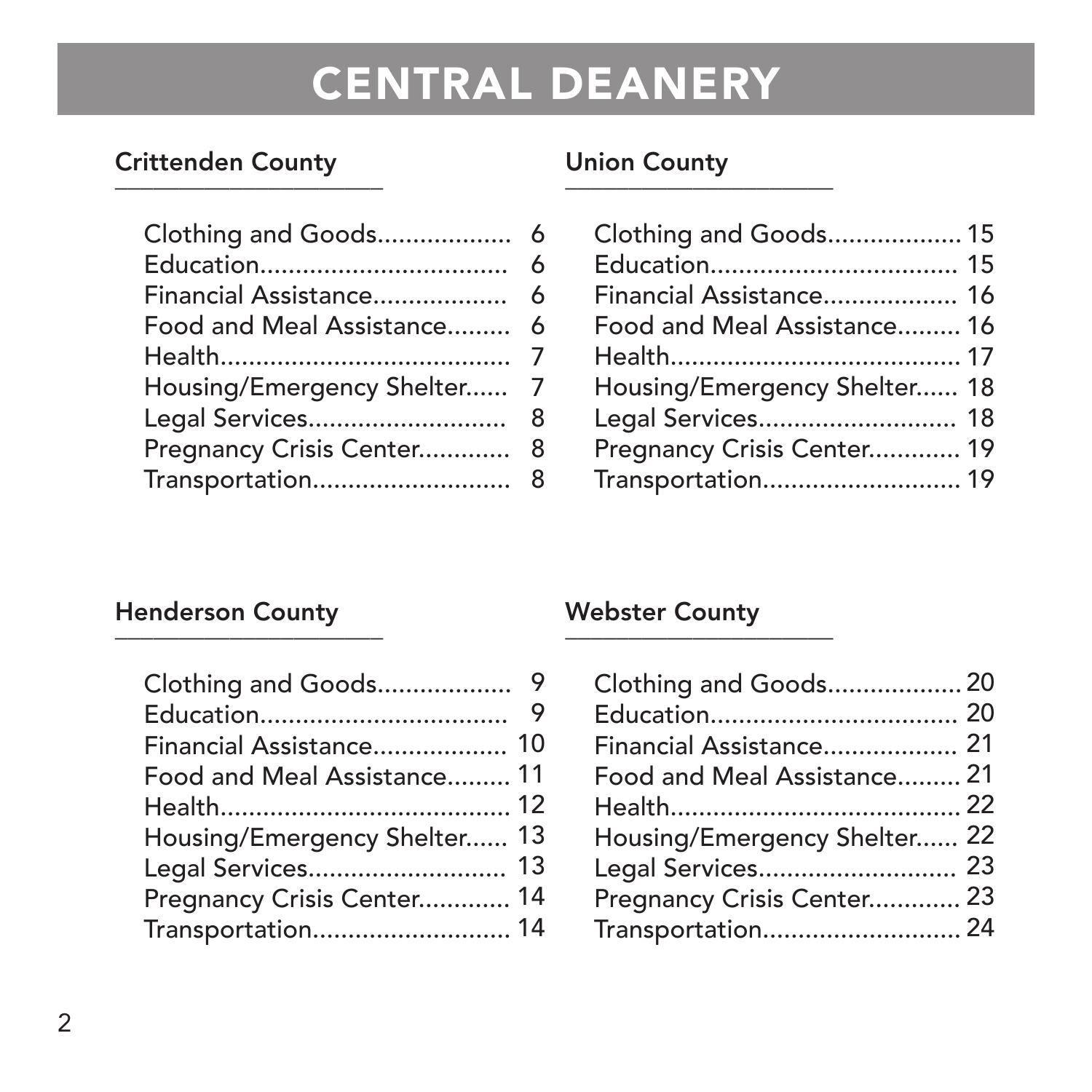# CENTRAL DEANERY

## Crittenden County

Clothing and Goods.................. 6
Education.................................. 6
Financial Assistance.................. 6
Food and Meal Assistance......... 6
Health........................................ 7
Housing/Emergency Shelter...... 7
Legal Services........................... 8
Pregnancy Crisis Center............ 8
Transportation........................... 8

## Henderson County

Clothing and Goods.................. 9
Education.................................. 9
Financial Assistance.................. 10
Food and Meal Assistance......... 11
Health........................................ 12
Housing/Emergency Shelter...... 13
Legal Services........................... 13
Pregnancy Crisis Center............ 14
Transportation........................... 14

## Union County

Clothing and Goods.................. 15
Education.................................. 15
Financial Assistance.................. 16
Food and Meal Assistance......... 16
Health........................................ 17
Housing/Emergency Shelter...... 18
Legal Services........................... 18
Pregnancy Crisis Center............ 19
Transportation........................... 19

## Webster County

Clothing and Goods.................. 20
Education.................................. 20
Financial Assistance.................. 21
Food and Meal Assistance......... 21
Health........................................ 22
Housing/Emergency Shelter...... 22
Legal Services........................... 23
Pregnancy Crisis Center............ 23
Transportation........................... 24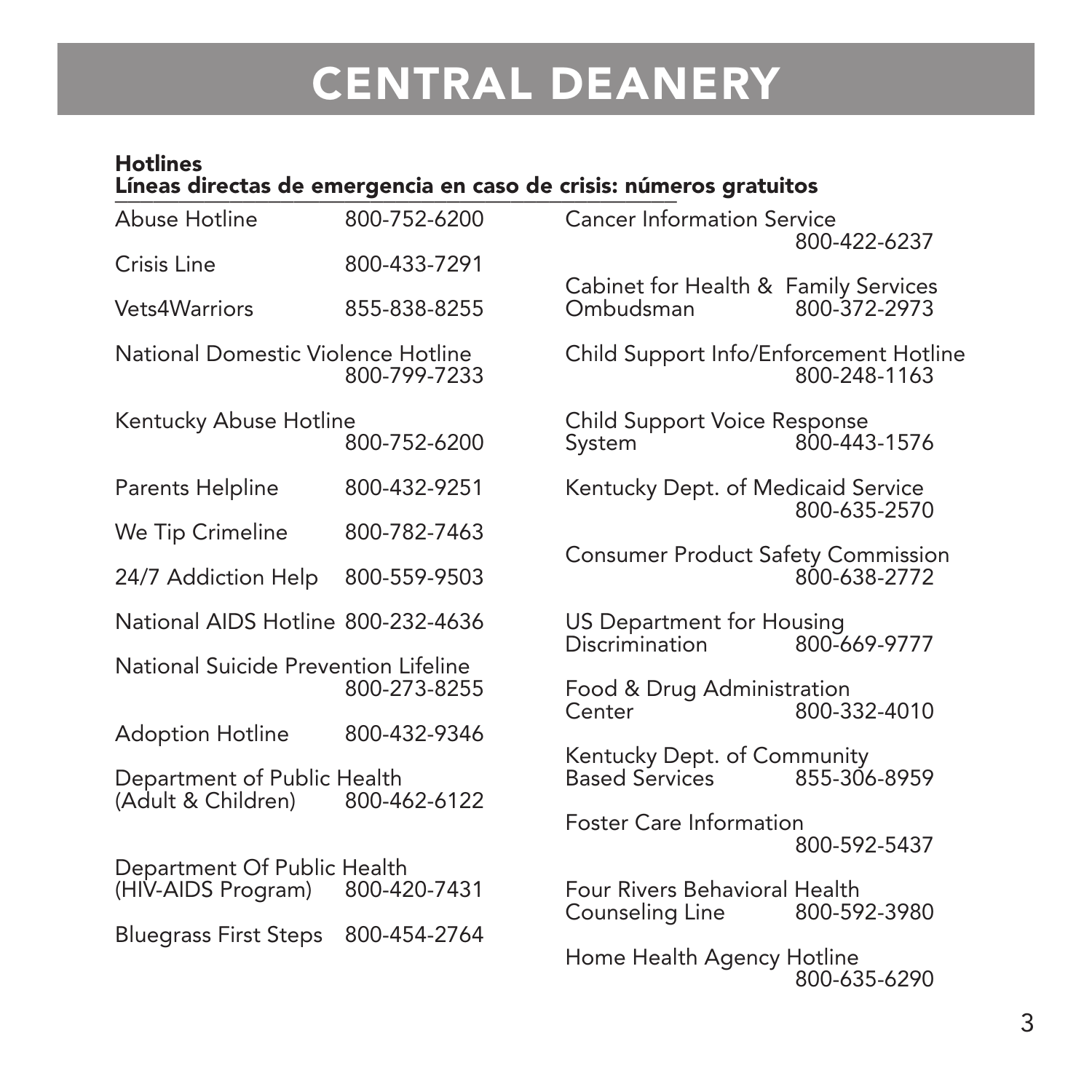# CENTRAL DEANERY

**Hotlines**
**Líneas directas de emergencia en caso de crisis: números gratuitos**

Abuse Hotline 800-752-6200

Crisis Line 800-433-7291

Vets4Warriors 855-838-8255

National Domestic Violence Hotline 800-799-7233

Kentucky Abuse Hotline 800-752-6200

Parents Helpline 800-432-9251

We Tip Crimeline 800-782-7463

24/7 Addiction Help 800-559-9503

National AIDS Hotline 800-232-4636

National Suicide Prevention Lifeline 800-273-8255

Adoption Hotline 800-432-9346

Department of Public Health (Adult & Children) 800-462-6122

Department Of Public Health (HIV-AIDS Program) 800-420-7431

Bluegrass First Steps 800-454-2764

Cancer Information Service 800-422-6237

Cabinet for Health & Family Services Ombudsman 800-372-2973

Child Support Info/Enforcement Hotline 800-248-1163

Child Support Voice Response System 800-443-1576

Kentucky Dept. of Medicaid Service 800-635-2570

Consumer Product Safety Commission 800-638-2772

US Department for Housing Discrimination 800-669-9777

Food & Drug Administration Center 800-332-4010

Kentucky Dept. of Community Based Services 855-306-8959

Foster Care Information 800-592-5437

Four Rivers Behavioral Health Counseling Line 800-592-3980

Home Health Agency Hotline 800-635-6290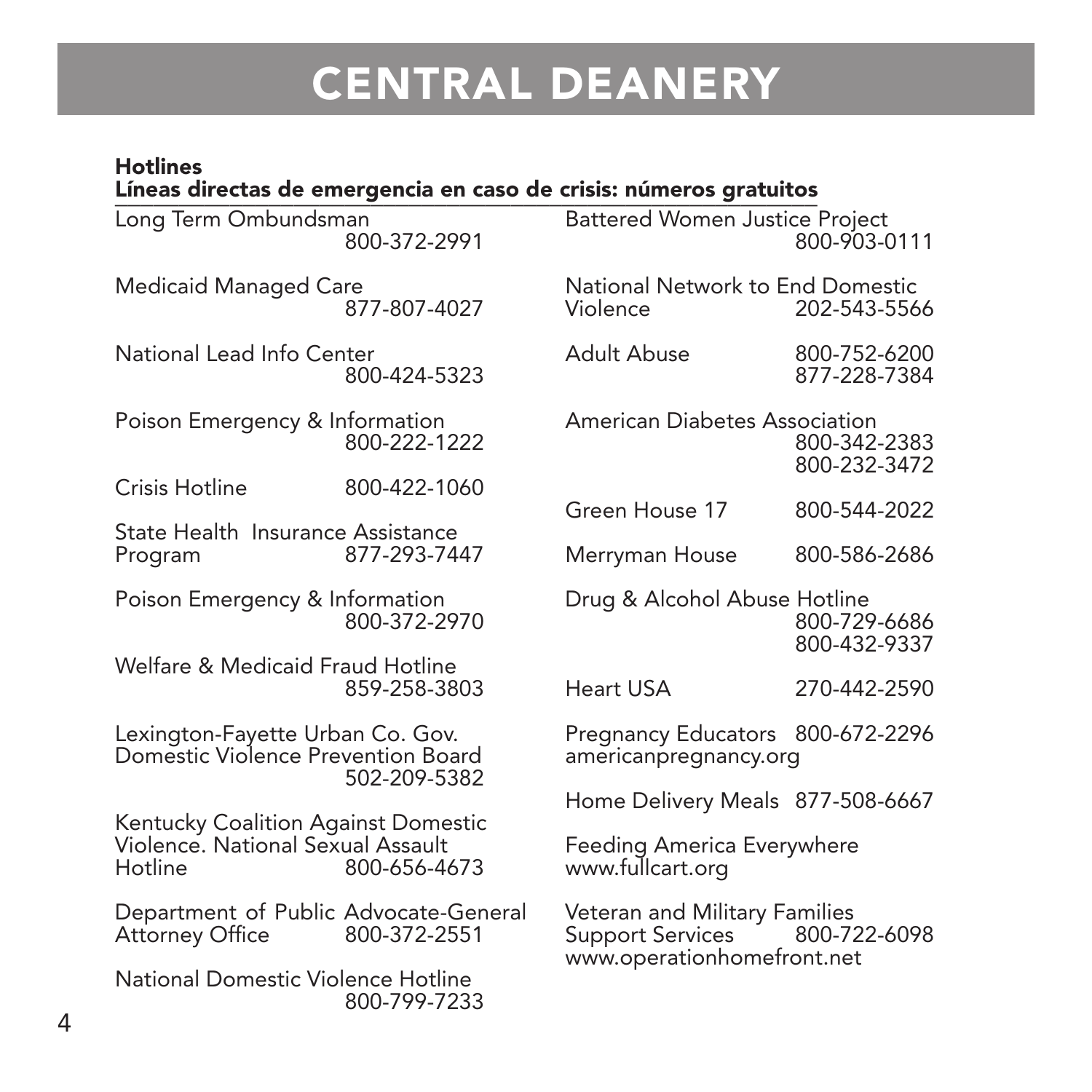# CENTRAL DEANERY

**Hotlines**
**Líneas directas de emergencia en caso de crisis: números gratuitos**

Long Term Ombundsman
800-372-2991

Medicaid Managed Care
877-807-4027

National Lead Info Center
800-424-5323

Poison Emergency & Information
800-222-1222

Crisis Hotline 800-422-1060

State Health Insurance Assistance Program 877-293-7447

Poison Emergency & Information
800-372-2970

Welfare & Medicaid Fraud Hotline
859-258-3803

Lexington-Fayette Urban Co. Gov. Domestic Violence Prevention Board
502-209-5382

Kentucky Coalition Against Domestic Violence. National Sexual Assault Hotline 800-656-4673

Department of Public Advocate-General Attorney Office 800-372-2551

National Domestic Violence Hotline
800-799-7233

Battered Women Justice Project
800-903-0111

National Network to End Domestic Violence 202-543-5566

Adult Abuse 800-752-6200
877-228-7384

American Diabetes Association
800-342-2383
800-232-3472

Green House 17 800-544-2022

Merryman House 800-586-2686

Drug & Alcohol Abuse Hotline
800-729-6686
800-432-9337

Heart USA 270-442-2590

Pregnancy Educators 800-672-2296
americanpregnancy.org

Home Delivery Meals 877-508-6667

Feeding America Everywhere
www.fullcart.org

Veteran and Military Families Support Services 800-722-6098
www.operationhomefront.net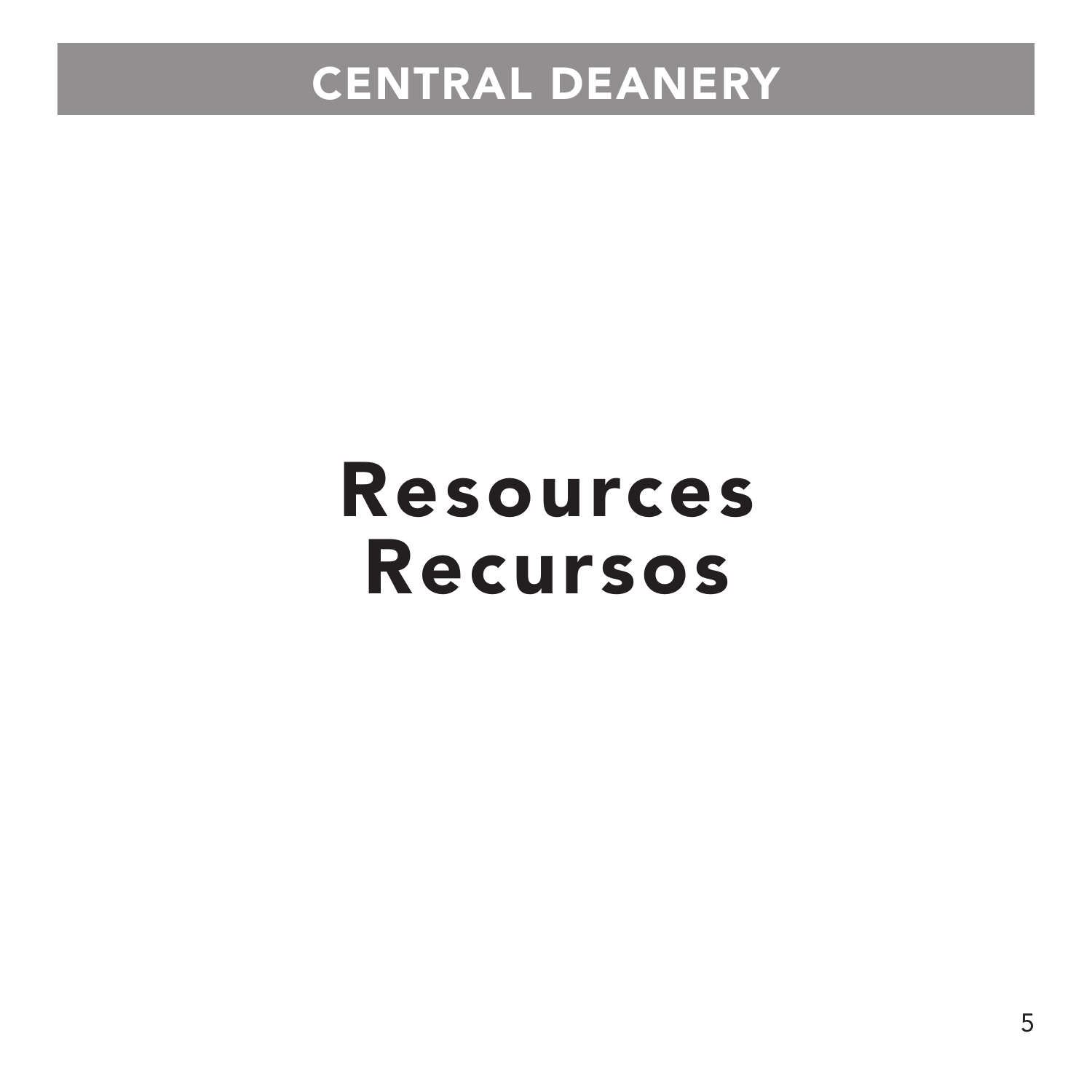# Resources
# Recursos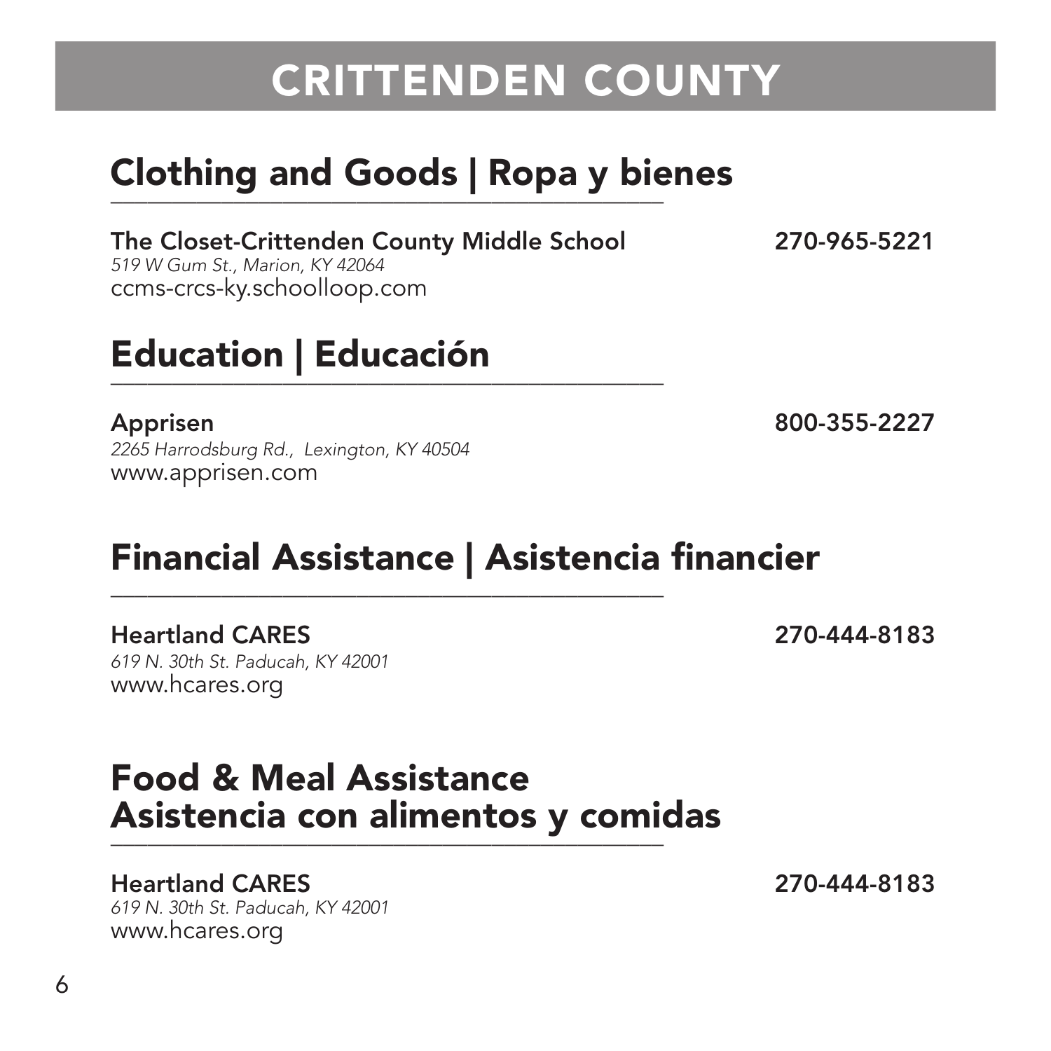# CRITTENDEN COUNTY

## Clothing and Goods | Ropa y bienes

**The Closet-Crittenden County Middle School** **270-965-5221**
*519 W Gum St., Marion, KY 42064*
ccms-crcs-ky.schoolloop.com

## Education | Educación

**Apprisen** **800-355-2227**
*2265 Harrodsburg Rd., Lexington, KY 40504*
www.apprisen.com

## Financial Assistance | Asistencia financier

**Heartland CARES** **270-444-8183**
*619 N. 30th St. Paducah, KY 42001*
www.hcares.org

## Food & Meal Assistance Asistencia con alimentos y comidas

**Heartland CARES** **270-444-8183**
*619 N. 30th St. Paducah, KY 42001*
www.hcares.org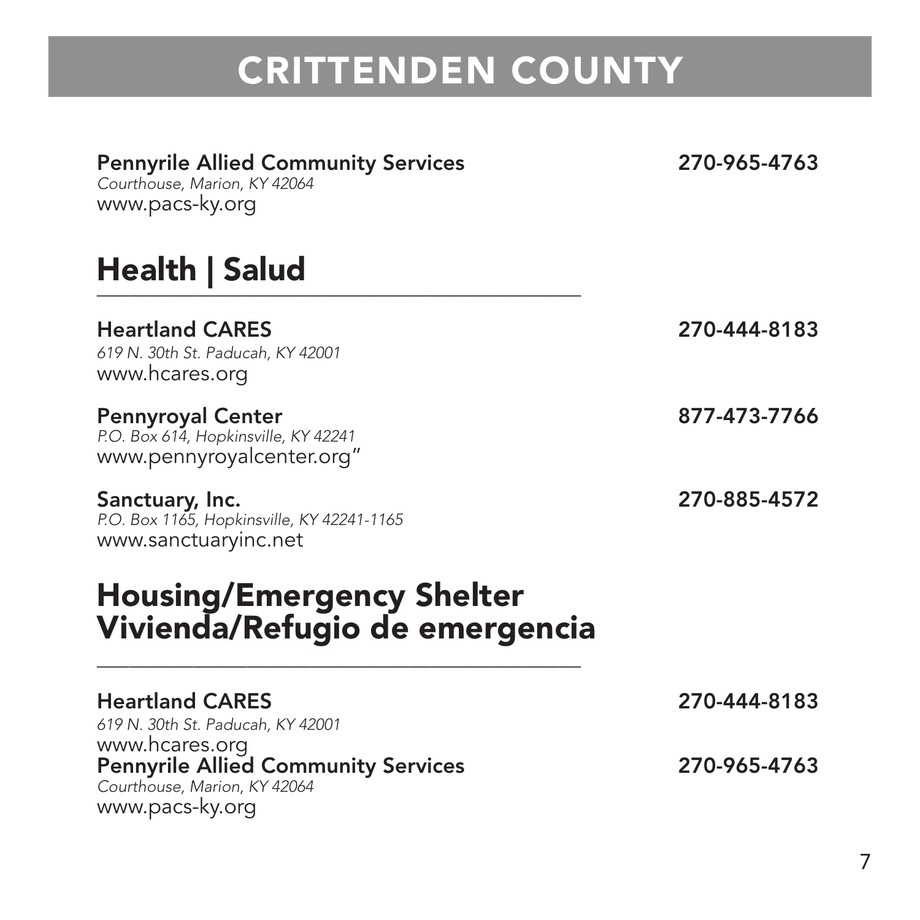# CRITTENDEN COUNTY

**Pennyrile Allied Community Services** **270-965-4763**
*Courthouse, Marion, KY 42064*
www.pacs-ky.org

## Health | Salud

**Heartland CARES** **270-444-8183**
*619 N. 30th St. Paducah, KY 42001*
www.hcares.org

**Pennyroyal Center** **877-473-7766**
*P.O. Box 614, Hopkinsville, KY 42241*
www.pennyroyalcenter.org"

**Sanctuary, Inc.** **270-885-4572**
*P.O. Box 1165, Hopkinsville, KY 42241-1165*
www.sanctuaryinc.net

## Housing/Emergency Shelter Vivienda/Refugio de emergencia

**Heartland CARES** **270-444-8183**
*619 N. 30th St. Paducah, KY 42001*
www.hcares.org

**Pennyrile Allied Community Services** **270-965-4763**
*Courthouse, Marion, KY 42064*
www.pacs-ky.org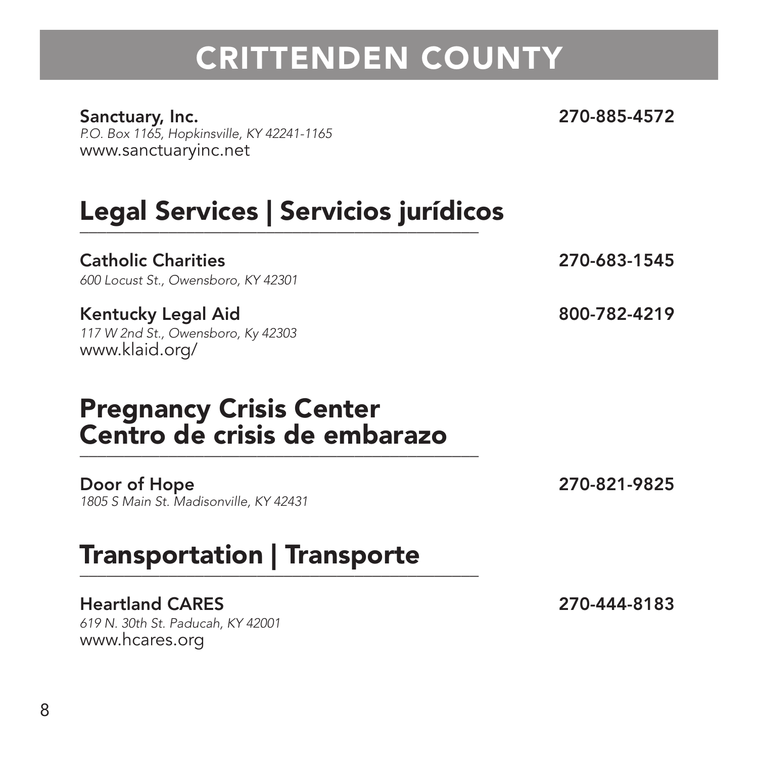# CRITTENDEN COUNTY

**Sanctuary, Inc.** 270-885-4572
*P.O. Box 1165, Hopkinsville, KY 42241-1165*
www.sanctuaryinc.net

## Legal Services | Servicios jurídicos

**Catholic Charities** 270-683-1545
*600 Locust St., Owensboro, KY 42301*

**Kentucky Legal Aid** 800-782-4219
*117 W 2nd St., Owensboro, Ky 42303*
www.klaid.org/

## Pregnancy Crisis Center Centro de crisis de embarazo

**Door of Hope** 270-821-9825
*1805 S Main St. Madisonville, KY 42431*

## Transportation | Transporte

**Heartland CARES** 270-444-8183
*619 N. 30th St. Paducah, KY 42001*
www.hcares.org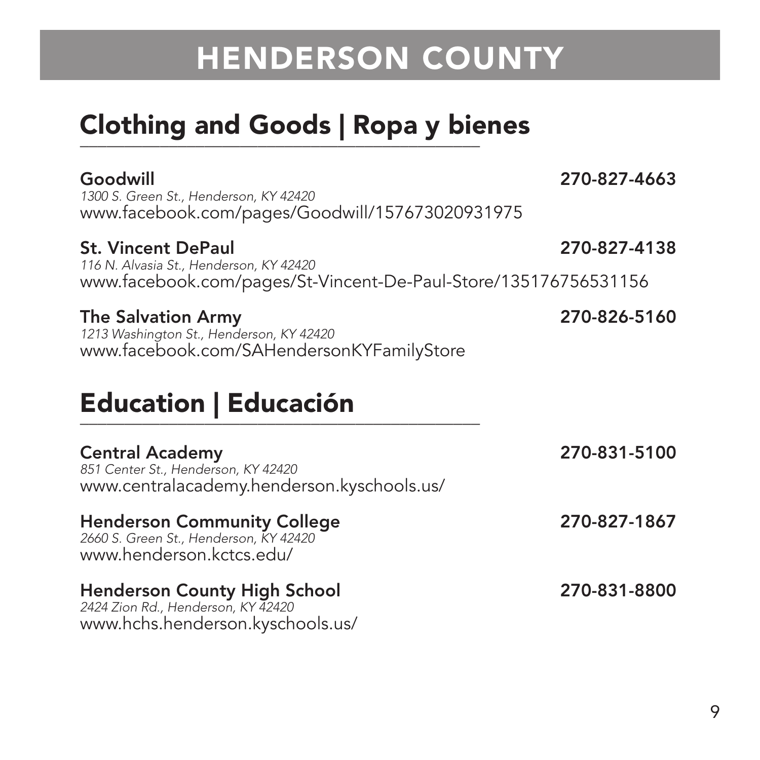# HENDERSON COUNTY

## Clothing and Goods | Ropa y bienes

**Goodwill** **270-827-4663**
*1300 S. Green St., Henderson, KY 42420*
www.facebook.com/pages/Goodwill/157673020931975

**St. Vincent DePaul** **270-827-4138**
*116 N. Alvasia St., Henderson, KY 42420*
www.facebook.com/pages/St-Vincent-De-Paul-Store/135176756531156

**The Salvation Army** **270-826-5160**
*1213 Washington St., Henderson, KY 42420*
www.facebook.com/SAHendersonKYFamilyStore

## Education | Educación

**Central Academy** **270-831-5100**
*851 Center St., Henderson, KY 42420*
www.centralacademy.henderson.kyschools.us/

**Henderson Community College** **270-827-1867**
*2660 S. Green St., Henderson, KY 42420*
www.henderson.kctcs.edu/

**Henderson County High School** **270-831-8800**
*2424 Zion Rd., Henderson, KY 42420*
www.hchs.henderson.kyschools.us/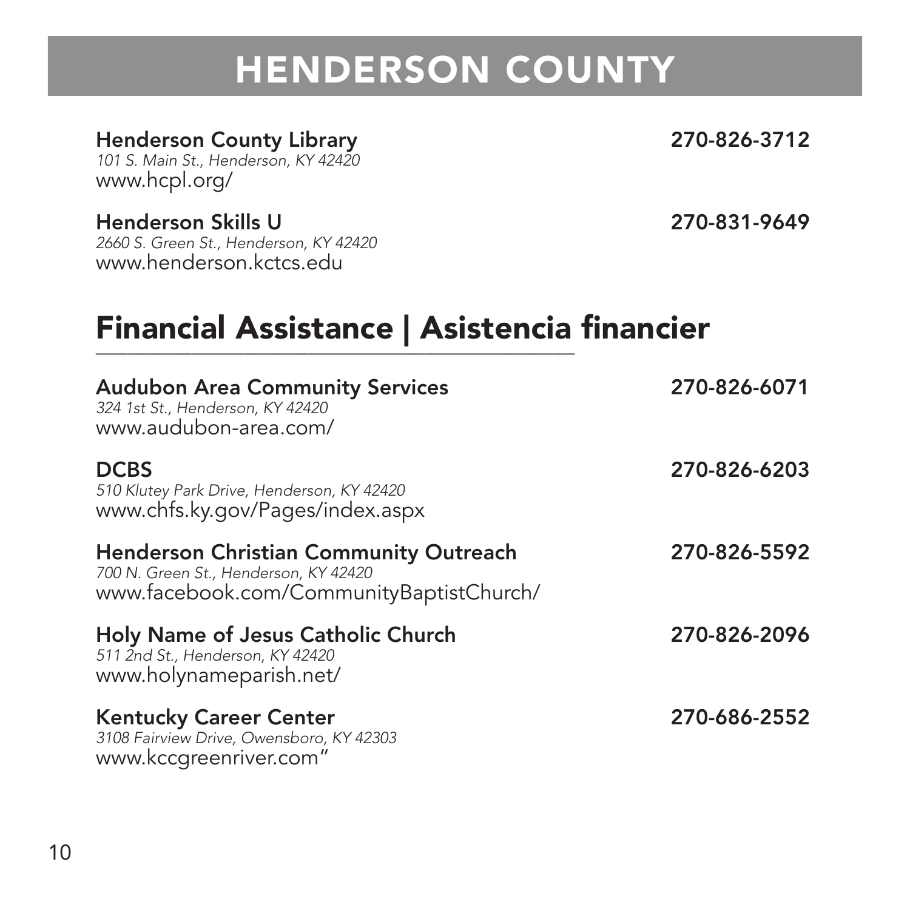# HENDERSON COUNTY

**Henderson County Library** — **270-826-3712**
*101 S. Main St., Henderson, KY 42420*
www.hcpl.org/

**Henderson Skills U** — **270-831-9649**
*2660 S. Green St., Henderson, KY 42420*
www.henderson.kctcs.edu

## Financial Assistance | Asistencia financier

**Audubon Area Community Services** — **270-826-6071**
*324 1st St., Henderson, KY 42420*
www.audubon-area.com/

**DCBS** — **270-826-6203**
*510 Klutey Park Drive, Henderson, KY 42420*
www.chfs.ky.gov/Pages/index.aspx

**Henderson Christian Community Outreach** — **270-826-5592**
*700 N. Green St., Henderson, KY 42420*
www.facebook.com/CommunityBaptistChurch/

**Holy Name of Jesus Catholic Church** — **270-826-2096**
*511 2nd St., Henderson, KY 42420*
www.holynameparish.net/

**Kentucky Career Center** — **270-686-2552**
*3108 Fairview Drive, Owensboro, KY 42303*
www.kccgreenriver.com"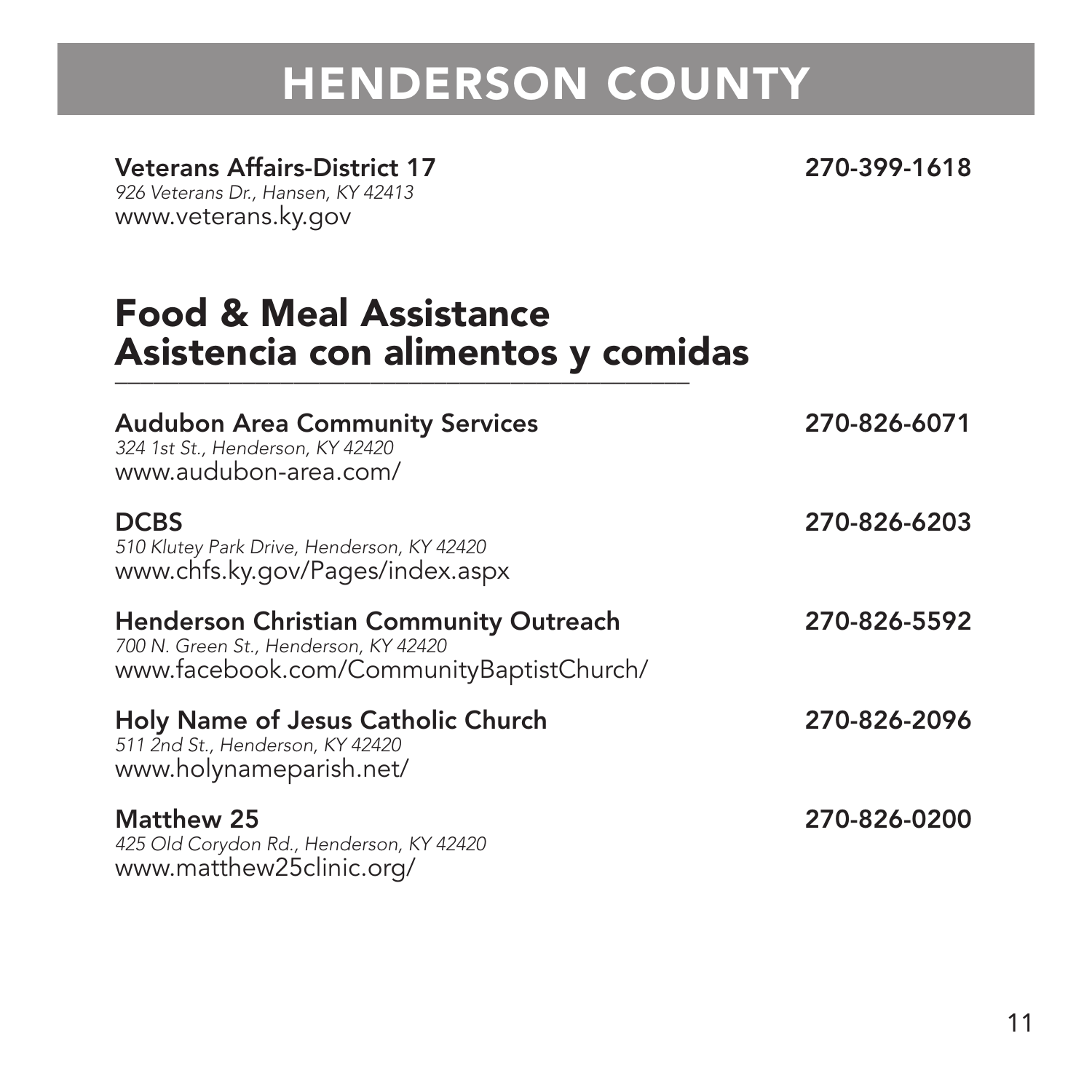# HENDERSON COUNTY

**Veterans Affairs-District 17** **270-399-1618**
*926 Veterans Dr., Hansen, KY 42413*
www.veterans.ky.gov

## Food & Meal Assistance
## Asistencia con alimentos y comidas

**Audubon Area Community Services** **270-826-6071**
*324 1st St., Henderson, KY 42420*
www.audubon-area.com/

**DCBS** **270-826-6203**
*510 Klutey Park Drive, Henderson, KY 42420*
www.chfs.ky.gov/Pages/index.aspx

**Henderson Christian Community Outreach** **270-826-5592**
*700 N. Green St., Henderson, KY 42420*
www.facebook.com/CommunityBaptistChurch/

**Holy Name of Jesus Catholic Church** **270-826-2096**
*511 2nd St., Henderson, KY 42420*
www.holynameparish.net/

**Matthew 25** **270-826-0200**
*425 Old Corydon Rd., Henderson, KY 42420*
www.matthew25clinic.org/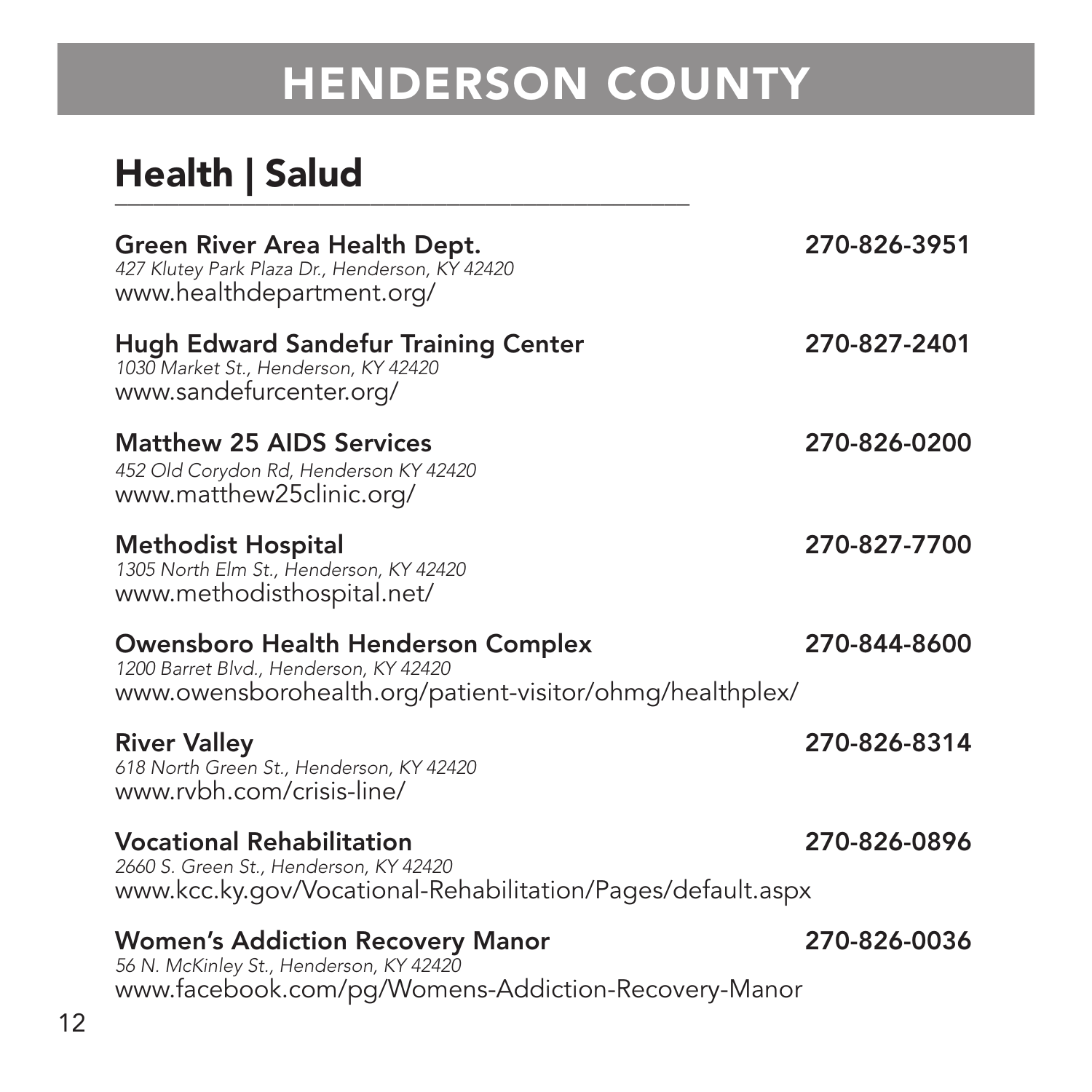# HENDERSON COUNTY

## Health | Salud

**Green River Area Health Dept.** **270-826-3951**
*427 Klutey Park Plaza Dr., Henderson, KY 42420*
www.healthdepartment.org/

**Hugh Edward Sandefur Training Center** **270-827-2401**
*1030 Market St., Henderson, KY 42420*
www.sandefurcenter.org/

**Matthew 25 AIDS Services** **270-826-0200**
*452 Old Corydon Rd, Henderson KY 42420*
www.matthew25clinic.org/

**Methodist Hospital** **270-827-7700**
*1305 North Elm St., Henderson, KY 42420*
www.methodisthospital.net/

**Owensboro Health Henderson Complex** **270-844-8600**
*1200 Barret Blvd., Henderson, KY 42420*
www.owensborohealth.org/patient-visitor/ohmg/healthplex/

**River Valley** **270-826-8314**
*618 North Green St., Henderson, KY 42420*
www.rvbh.com/crisis-line/

**Vocational Rehabilitation** **270-826-0896**
*2660 S. Green St., Henderson, KY 42420*
www.kcc.ky.gov/Vocational-Rehabilitation/Pages/default.aspx

**Women's Addiction Recovery Manor** **270-826-0036**
*56 N. McKinley St., Henderson, KY 42420*
www.facebook.com/pg/Womens-Addiction-Recovery-Manor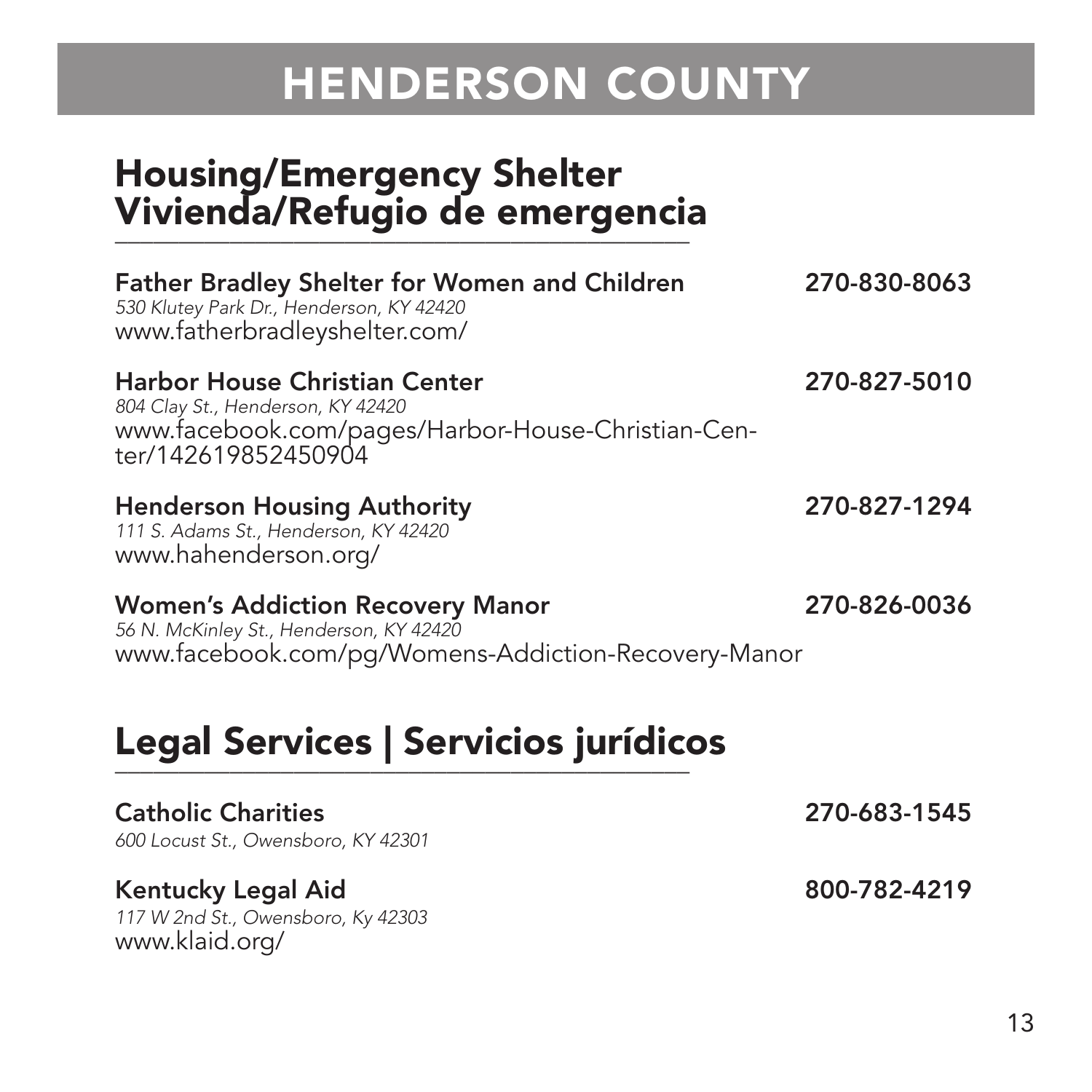# HENDERSON COUNTY

## Housing/Emergency Shelter
## Vivienda/Refugio de emergencia

**Father Bradley Shelter for Women and Children** — **270-830-8063**
*530 Klutey Park Dr., Henderson, KY 42420*
www.fatherbradleyshelter.com/

**Harbor House Christian Center** — **270-827-5010**
*804 Clay St., Henderson, KY 42420*
www.facebook.com/pages/Harbor-House-Christian-Center/142619852450904

**Henderson Housing Authority** — **270-827-1294**
*111 S. Adams St., Henderson, KY 42420*
www.hahenderson.org/

**Women's Addiction Recovery Manor** — **270-826-0036**
*56 N. McKinley St., Henderson, KY 42420*
www.facebook.com/pg/Womens-Addiction-Recovery-Manor

## Legal Services | Servicios jurídicos

**Catholic Charities** — **270-683-1545**
*600 Locust St., Owensboro, KY 42301*

**Kentucky Legal Aid** — **800-782-4219**
*117 W 2nd St., Owensboro, Ky 42303*
www.klaid.org/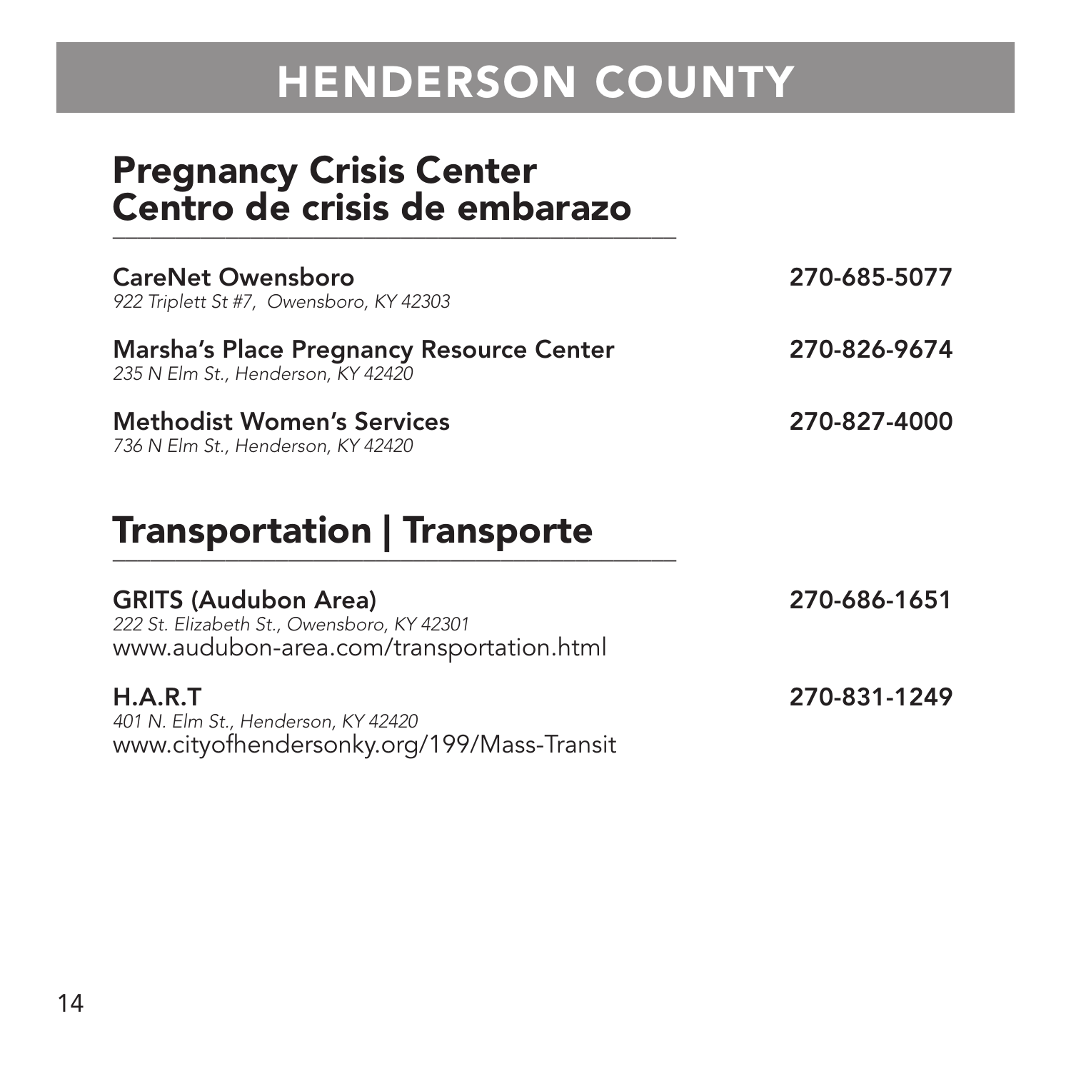# HENDERSON COUNTY

## Pregnancy Crisis Center
## Centro de crisis de embarazo

**CareNet Owensboro** — **270-685-5077**
*922 Triplett St #7, Owensboro, KY 42303*

**Marsha's Place Pregnancy Resource Center** — **270-826-9674**
*235 N Elm St., Henderson, KY 42420*

**Methodist Women's Services** — **270-827-4000**
*736 N Elm St., Henderson, KY 42420*

## Transportation | Transporte

**GRITS (Audubon Area)** — **270-686-1651**
*222 St. Elizabeth St., Owensboro, KY 42301*
www.audubon-area.com/transportation.html

**H.A.R.T** — **270-831-1249**
*401 N. Elm St., Henderson, KY 42420*
www.cityofhendersonky.org/199/Mass-Transit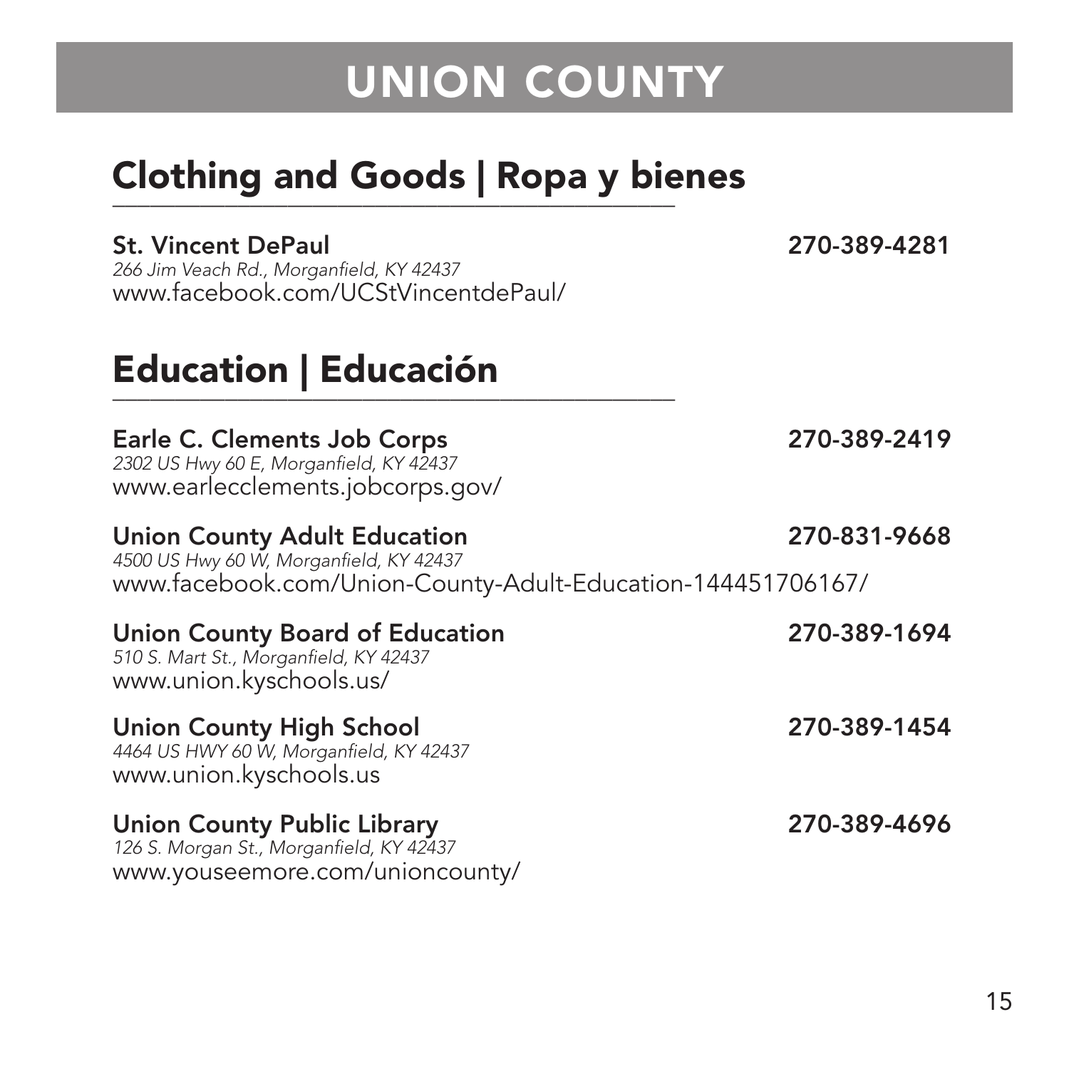# UNION COUNTY

## Clothing and Goods | Ropa y bienes

**St. Vincent DePaul** **270-389-4281**
*266 Jim Veach Rd., Morganfield, KY 42437*
www.facebook.com/UCStVincentdePaul/

## Education | Educación

**Earle C. Clements Job Corps** **270-389-2419**
*2302 US Hwy 60 E, Morganfield, KY 42437*
www.earlecclements.jobcorps.gov/

**Union County Adult Education** **270-831-9668**
*4500 US Hwy 60 W, Morganfield, KY 42437*
www.facebook.com/Union-County-Adult-Education-144451706167/

**Union County Board of Education** **270-389-1694**
*510 S. Mart St., Morganfield, KY 42437*
www.union.kyschools.us/

**Union County High School** **270-389-1454**
*4464 US HWY 60 W, Morganfield, KY 42437*
www.union.kyschools.us

**Union County Public Library** **270-389-4696**
*126 S. Morgan St., Morganfield, KY 42437*
www.youseemore.com/unioncounty/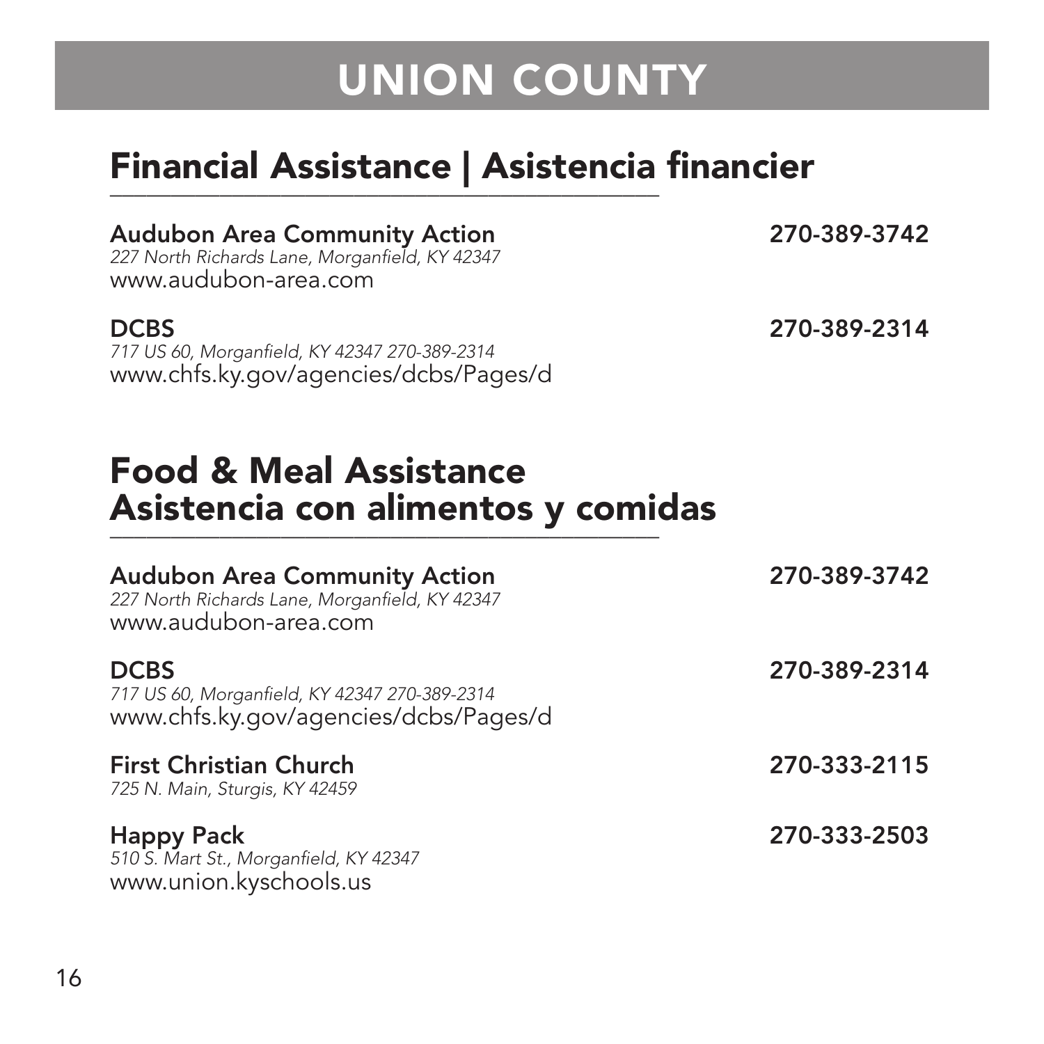# UNION COUNTY

## Financial Assistance | Asistencia financier

**Audubon Area Community Action** — **270-389-3742**
*227 North Richards Lane, Morganfield, KY 42347*
www.audubon-area.com

**DCBS** — **270-389-2314**
*717 US 60, Morganfield, KY 42347 270-389-2314*
www.chfs.ky.gov/agencies/dcbs/Pages/d

## Food & Meal Assistance
## Asistencia con alimentos y comidas

**Audubon Area Community Action** — **270-389-3742**
*227 North Richards Lane, Morganfield, KY 42347*
www.audubon-area.com

**DCBS** — **270-389-2314**
*717 US 60, Morganfield, KY 42347 270-389-2314*
www.chfs.ky.gov/agencies/dcbs/Pages/d

**First Christian Church** — **270-333-2115**
*725 N. Main, Sturgis, KY 42459*

**Happy Pack** — **270-333-2503**
*510 S. Mart St., Morganfield, KY 42347*
www.union.kyschools.us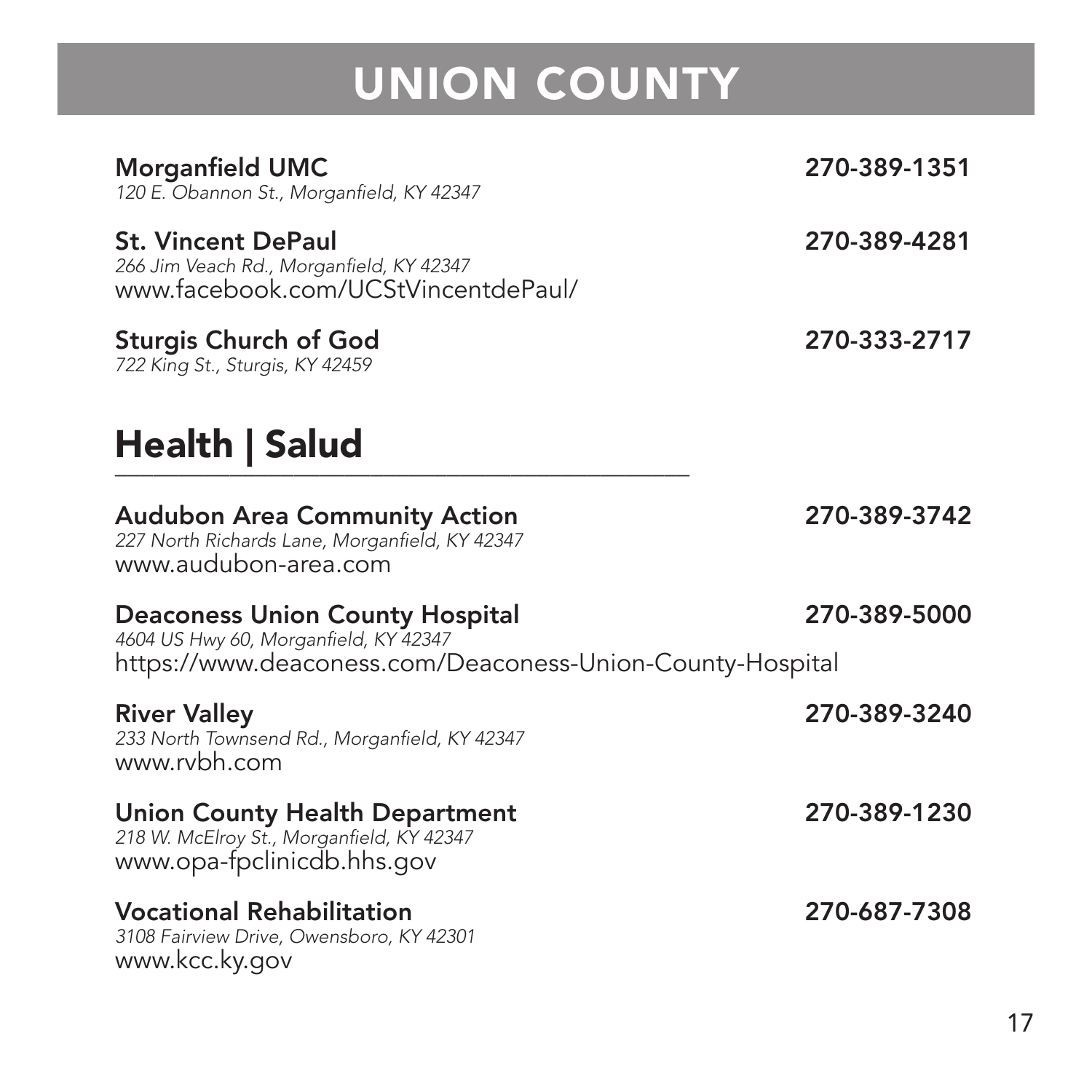# UNION COUNTY

**Morganfield UMC** 270-389-1351
*120 E. Obannon St., Morganfield, KY 42347*

**St. Vincent DePaul** 270-389-4281
*266 Jim Veach Rd., Morganfield, KY 42347*
www.facebook.com/UCStVincentdePaul/

**Sturgis Church of God** 270-333-2717
*722 King St., Sturgis, KY 42459*

## Health | Salud

**Audubon Area Community Action** 270-389-3742
*227 North Richards Lane, Morganfield, KY 42347*
www.audubon-area.com

**Deaconess Union County Hospital** 270-389-5000
*4604 US Hwy 60, Morganfield, KY 42347*
https://www.deaconess.com/Deaconess-Union-County-Hospital

**River Valley** 270-389-3240
*233 North Townsend Rd., Morganfield, KY 42347*
www.rvbh.com

**Union County Health Department** 270-389-1230
*218 W. McElroy St., Morganfield, KY 42347*
www.opa-fpclinicdb.hhs.gov

**Vocational Rehabilitation** 270-687-7308
*3108 Fairview Drive, Owensboro, KY 42301*
www.kcc.ky.gov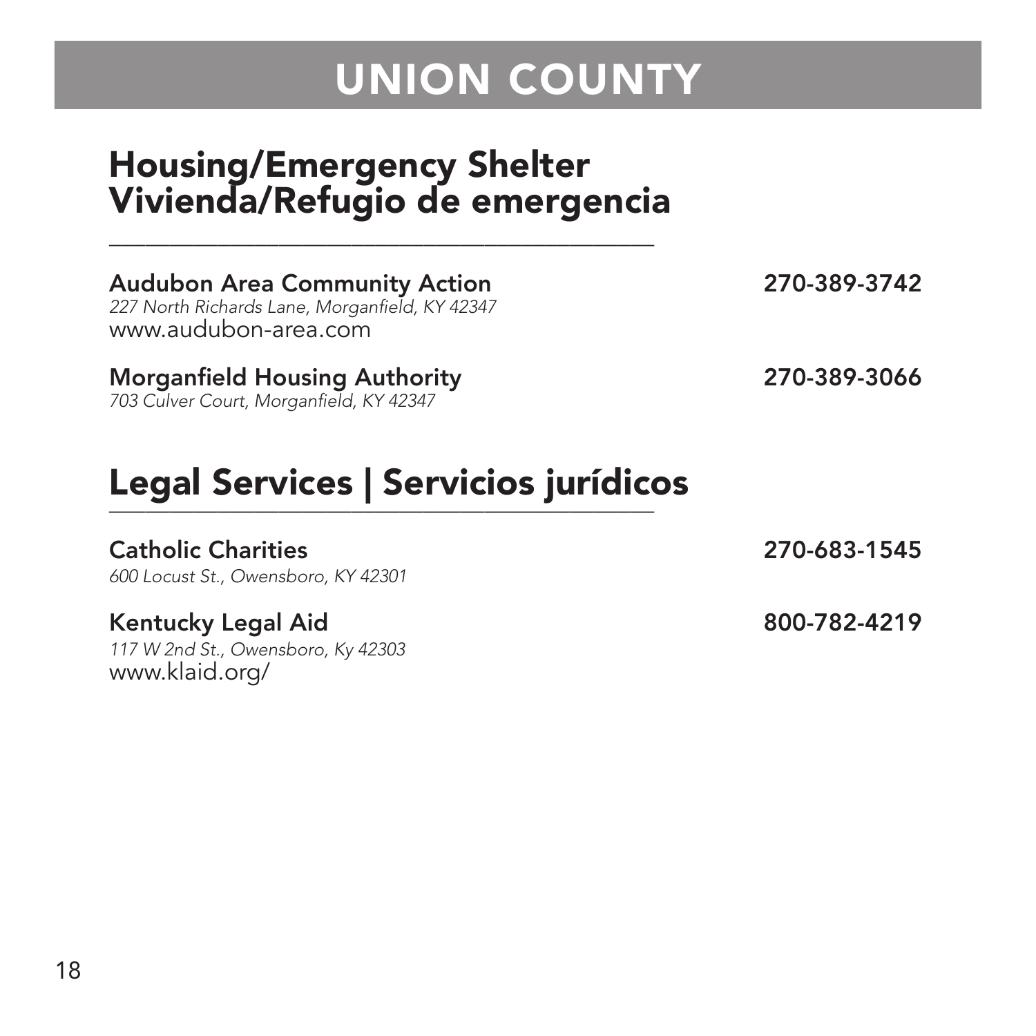# UNION COUNTY

## Housing/Emergency Shelter
## Vivienda/Refugio de emergencia

**Audubon Area Community Action** **270-389-3742**
*227 North Richards Lane, Morganfield, KY 42347*
www.audubon-area.com

**Morganfield Housing Authority** **270-389-3066**
*703 Culver Court, Morganfield, KY 42347*

## Legal Services | Servicios jurídicos

**Catholic Charities** **270-683-1545**
*600 Locust St., Owensboro, KY 42301*

**Kentucky Legal Aid** **800-782-4219**
*117 W 2nd St., Owensboro, Ky 42303*
www.klaid.org/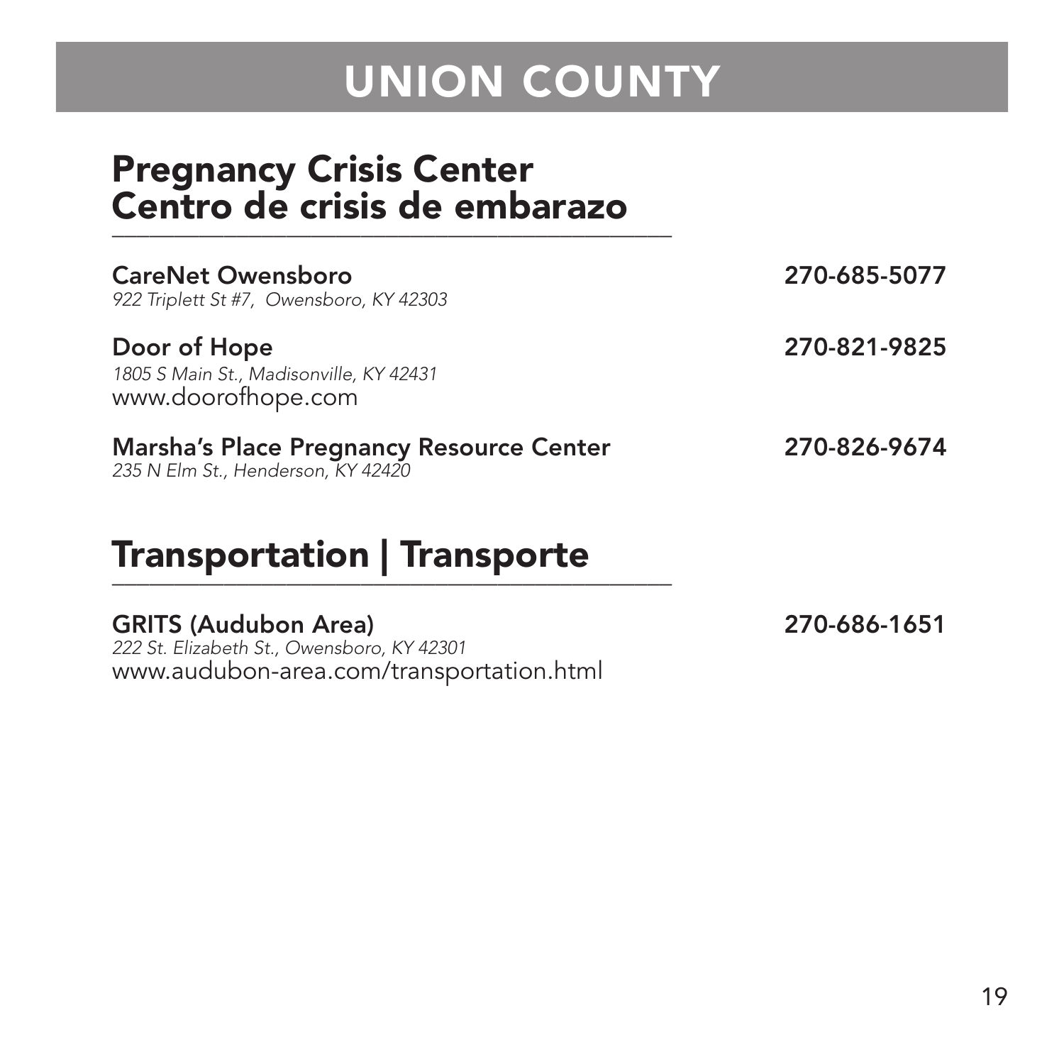# UNION COUNTY

## Pregnancy Crisis Center
## Centro de crisis de embarazo

**CareNet Owensboro** — **270-685-5077**
*922 Triplett St #7, Owensboro, KY 42303*

**Door of Hope** — **270-821-9825**
*1805 S Main St., Madisonville, KY 42431*
www.doorofhope.com

**Marsha's Place Pregnancy Resource Center** — **270-826-9674**
*235 N Elm St., Henderson, KY 42420*

## Transportation | Transporte

**GRITS (Audubon Area)** — **270-686-1651**
*222 St. Elizabeth St., Owensboro, KY 42301*
www.audubon-area.com/transportation.html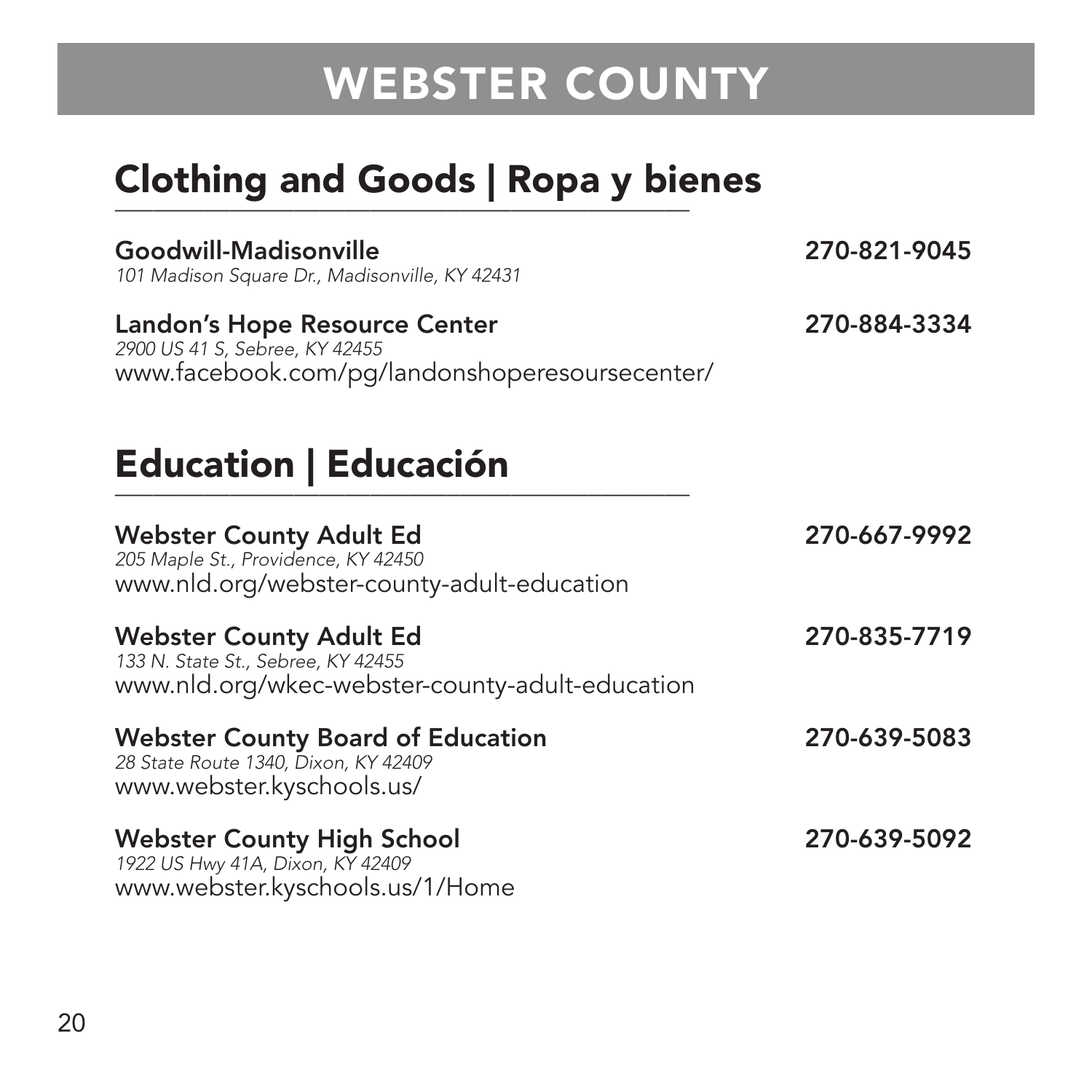# WEBSTER COUNTY

## Clothing and Goods | Ropa y bienes

**Goodwill-Madisonville** **270-821-9045**
*101 Madison Square Dr., Madisonville, KY 42431*

**Landon's Hope Resource Center** **270-884-3334**
*2900 US 41 S, Sebree, KY 42455*
www.facebook.com/pg/landonshoperesoursecenter/

## Education | Educación

**Webster County Adult Ed** **270-667-9992**
*205 Maple St., Providence, KY 42450*
www.nld.org/webster-county-adult-education

**Webster County Adult Ed** **270-835-7719**
*133 N. State St., Sebree, KY 42455*
www.nld.org/wkec-webster-county-adult-education

**Webster County Board of Education** **270-639-5083**
*28 State Route 1340, Dixon, KY 42409*
www.webster.kyschools.us/

**Webster County High School** **270-639-5092**
*1922 US Hwy 41A, Dixon, KY 42409*
www.webster.kyschools.us/1/Home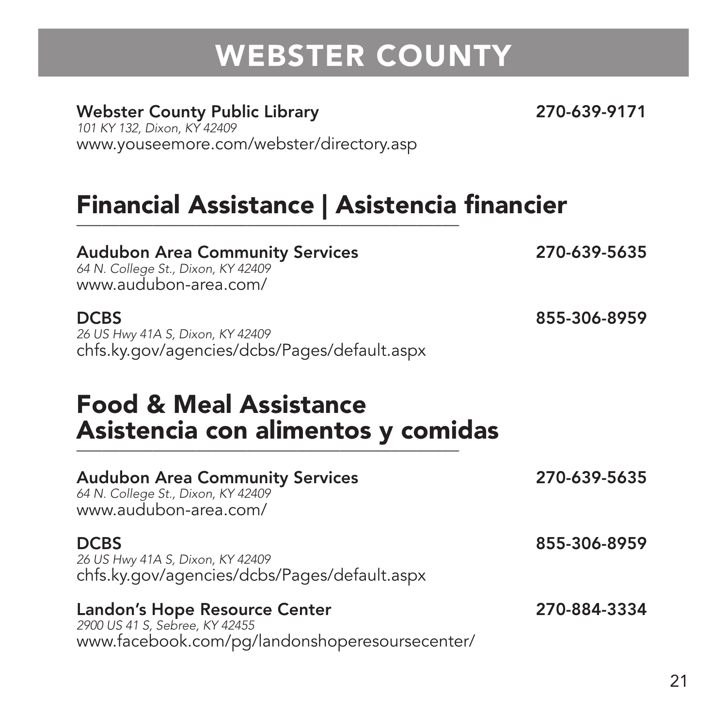# WEBSTER COUNTY

**Webster County Public Library** **270-639-9171**
*101 KY 132, Dixon, KY 42409*
www.youseemore.com/webster/directory.asp

## Financial Assistance | Asistencia financier

**Audubon Area Community Services** **270-639-5635**
*64 N. College St., Dixon, KY 42409*
www.audubon-area.com/

**DCBS** **855-306-8959**
*26 US Hwy 41A S, Dixon, KY 42409*
chfs.ky.gov/agencies/dcbs/Pages/default.aspx

## Food & Meal Assistance
## Asistencia con alimentos y comidas

**Audubon Area Community Services** **270-639-5635**
*64 N. College St., Dixon, KY 42409*
www.audubon-area.com/

**DCBS** **855-306-8959**
*26 US Hwy 41A S, Dixon, KY 42409*
chfs.ky.gov/agencies/dcbs/Pages/default.aspx

**Landon's Hope Resource Center** **270-884-3334**
*2900 US 41 S, Sebree, KY 42455*
www.facebook.com/pg/landonshoperesoursecenter/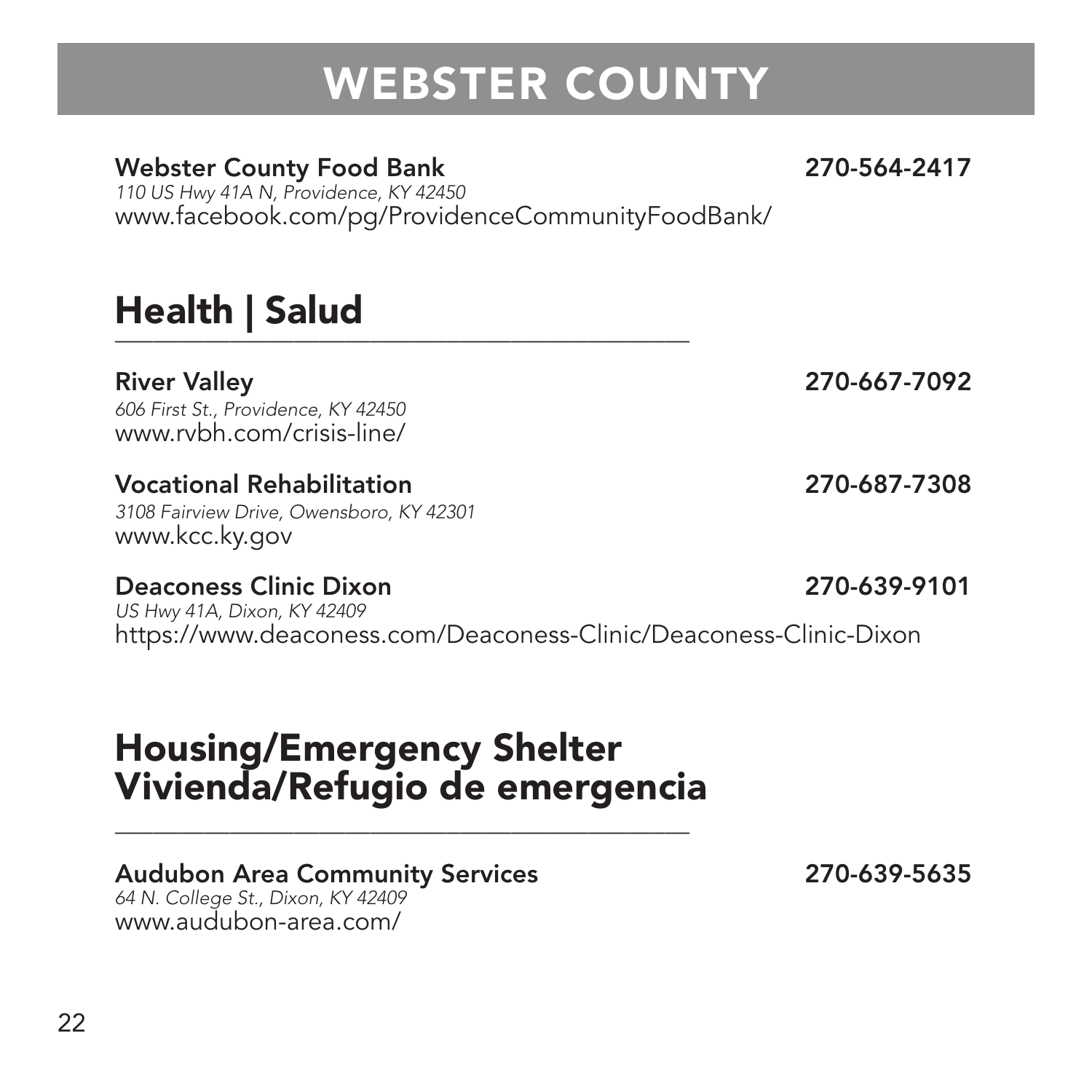# WEBSTER COUNTY

**Webster County Food Bank** **270-564-2417**
*110 US Hwy 41A N, Providence, KY 42450*
www.facebook.com/pg/ProvidenceCommunityFoodBank/

## Health | Salud

**River Valley** **270-667-7092**
*606 First St., Providence, KY 42450*
www.rvbh.com/crisis-line/

**Vocational Rehabilitation** **270-687-7308**
*3108 Fairview Drive, Owensboro, KY 42301*
www.kcc.ky.gov

**Deaconess Clinic Dixon** **270-639-9101**
*US Hwy 41A, Dixon, KY 42409*
https://www.deaconess.com/Deaconess-Clinic/Deaconess-Clinic-Dixon

## Housing/Emergency Shelter
## Vivienda/Refugio de emergencia

**Audubon Area Community Services** **270-639-5635**
*64 N. College St., Dixon, KY 42409*
www.audubon-area.com/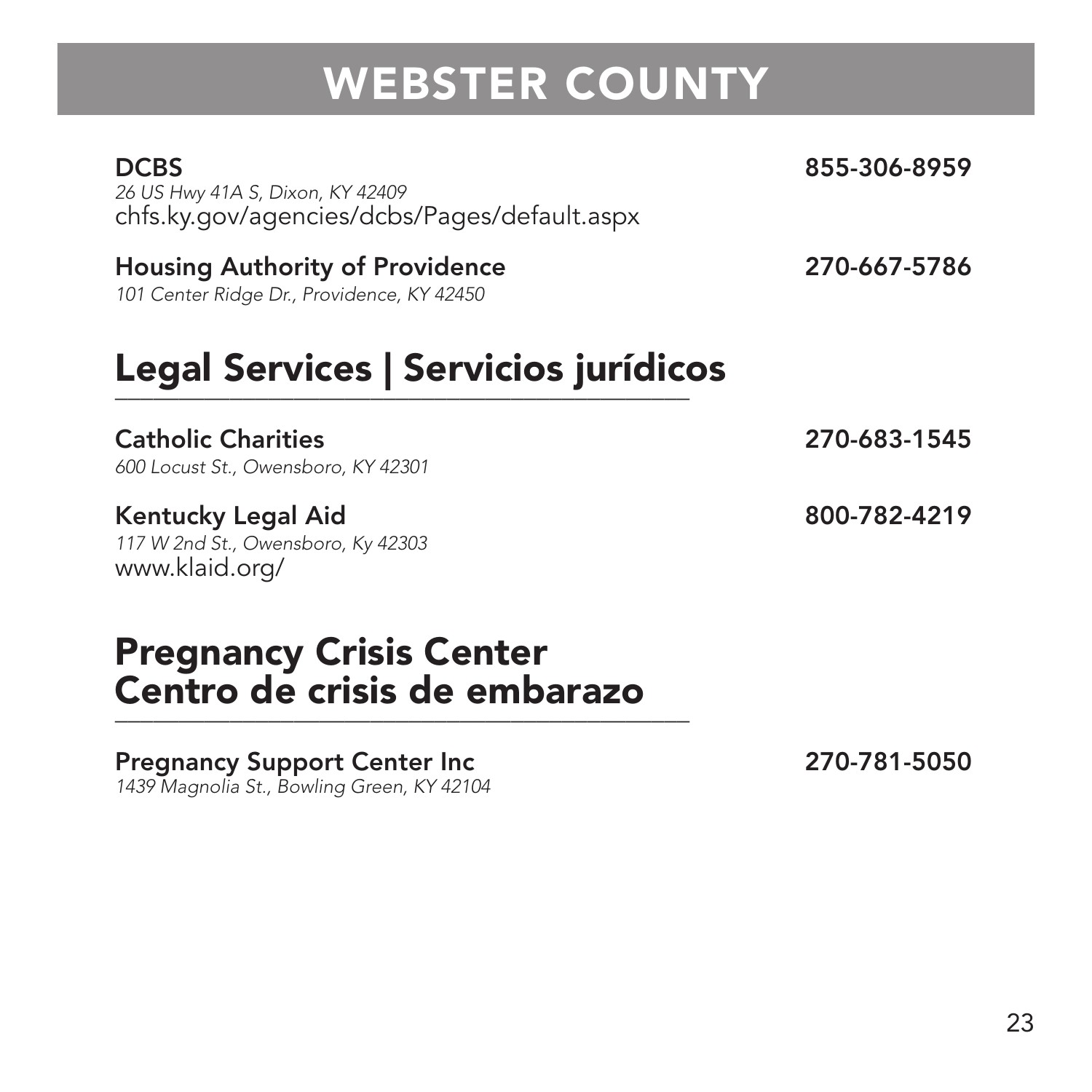# WEBSTER COUNTY

**DCBS** **855-306-8959**
*26 US Hwy 41A S, Dixon, KY 42409*
chfs.ky.gov/agencies/dcbs/Pages/default.aspx

**Housing Authority of Providence** **270-667-5786**
*101 Center Ridge Dr., Providence, KY 42450*

## Legal Services | Servicios jurídicos

**Catholic Charities** **270-683-1545**
*600 Locust St., Owensboro, KY 42301*

**Kentucky Legal Aid** **800-782-4219**
*117 W 2nd St., Owensboro, Ky 42303*
www.klaid.org/

## Pregnancy Crisis Center
## Centro de crisis de embarazo

**Pregnancy Support Center Inc** **270-781-5050**
*1439 Magnolia St., Bowling Green, KY 42104*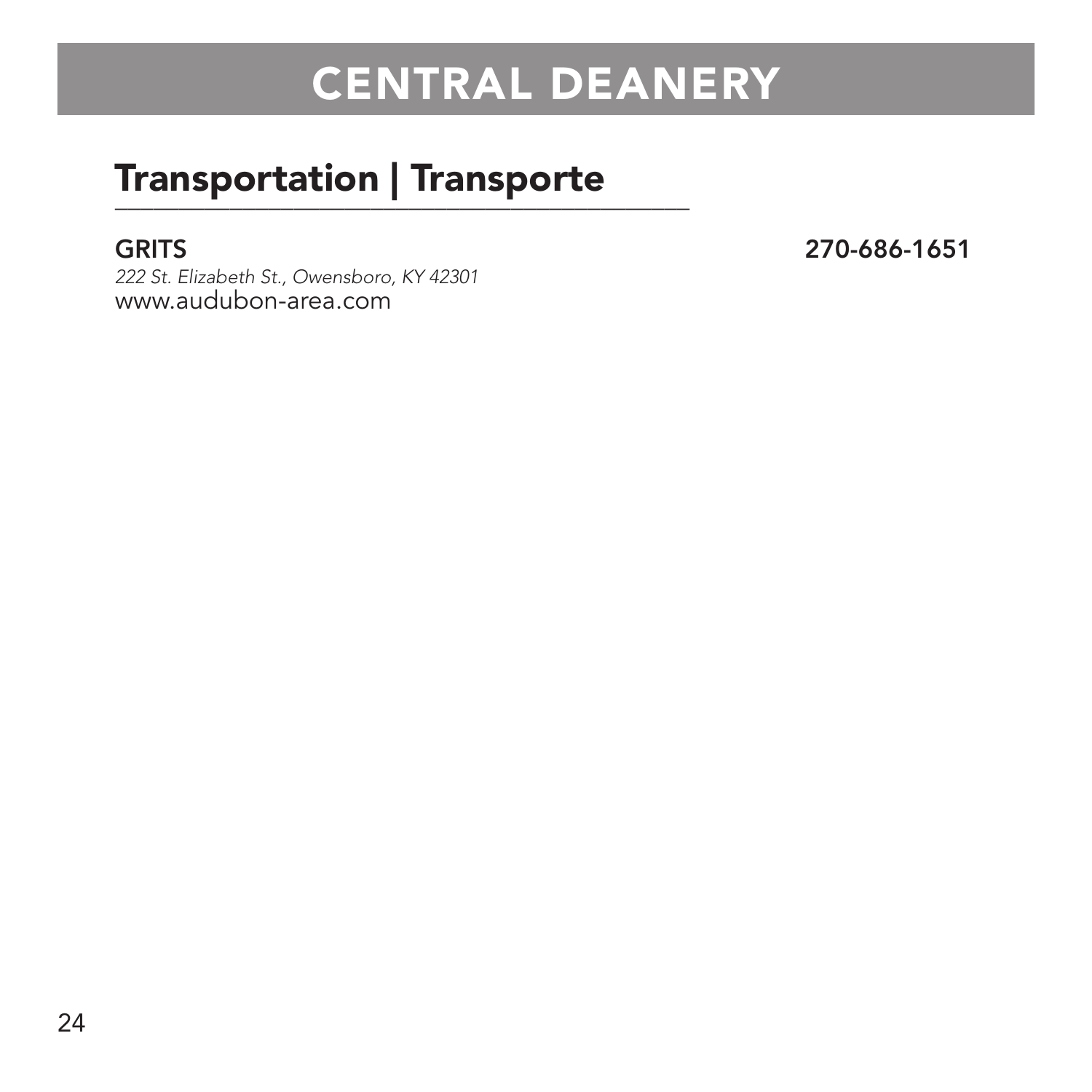# CENTRAL DEANERY

## Transportation | Transporte

**GRITS** **270-686-1651**
*222 St. Elizabeth St., Owensboro, KY 42301*
www.audubon-area.com